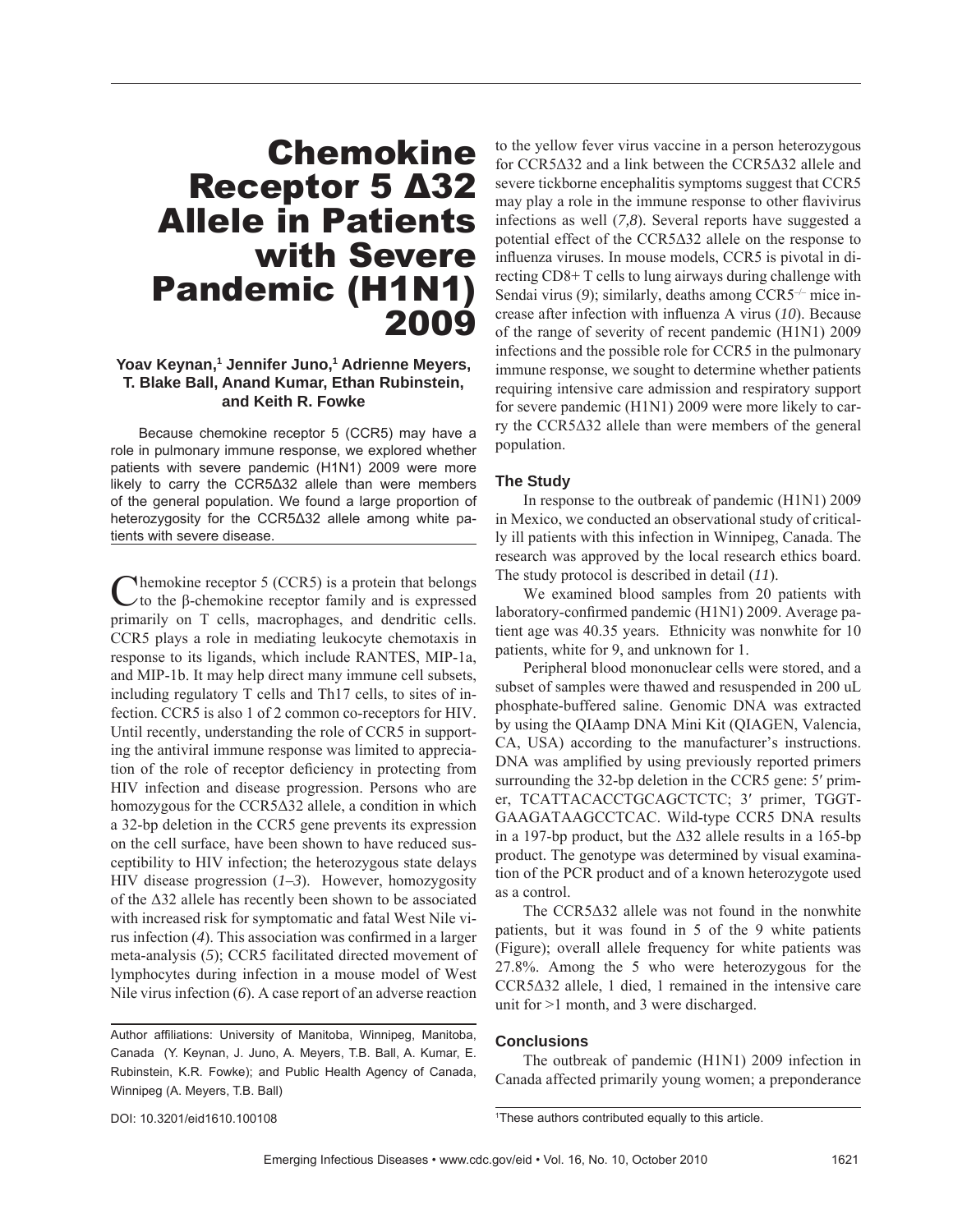# Chemokine Receptor 5 Δ32 Allele in Patients with Severe Pandemic (H1N1) 2009

**Yoav Keynan,[1] Jennifer Juno,[1] Adrienne Meyers, T. Blake Ball, Anand Kumar, Ethan Rubinstein, and Keith R. Fowke**

Because chemokine receptor 5 (CCR5) may have a role in pulmonary immune response, we explored whether patients with severe pandemic (H1N1) 2009 were more likely to carry the CCR5Δ32 allele than were members of the general population. We found a large proportion of heterozygosity for the CCR5Δ32 allele among white patients with severe disease.

Chemokine receptor 5 (CCR5) is a protein that belongs to the β-chemokine receptor family and is expressed primarily on T cells, macrophages, and dendritic cells. CCR5 plays a role in mediating leukocyte chemotaxis in response to its ligands, which include RANTES, MIP-1a, and MIP-1b. It may help direct many immune cell subsets, including regulatory T cells and Th17 cells, to sites of infection. CCR5 is also 1 of 2 common co-receptors for HIV. Until recently, understanding the role of CCR5 in supporting the antiviral immune response was limited to appreciation of the role of receptor deficiency in protecting from HIV infection and disease progression. Persons who are homozygous for the CCR5Δ32 allele, a condition in which a 32-bp deletion in the CCR5 gene prevents its expression on the cell surface, have been shown to have reduced susceptibility to HIV infection; the heterozygous state delays HIV disease progression (*1–3*). However, homozygosity of the Δ32 allele has recently been shown to be associated with increased risk for symptomatic and fatal West Nile virus infection (*4*). This association was confirmed in a larger meta-analysis (*5*); CCR5 facilitated directed movement of lymphocytes during infection in a mouse model of West Nile virus infection (*6*). A case report of an adverse reaction to the yellow fever virus vaccine in a person heterozygous for CCR5Δ32 and a link between the CCR5Δ32 allele and severe tickborne encephalitis symptoms suggest that CCR5 may play a role in the immune response to other flavivirus infections as well (*7,8*). Several reports have suggested a potential effect of the CCR5Δ32 allele on the response to influenza viruses. In mouse models, CCR5 is pivotal in directing CD8+ T cells to lung airways during challenge with Sendai virus (*9*); similarly, deaths among CCR5$^{-/-}$ mice increase after infection with influenza A virus (*10*). Because of the range of severity of recent pandemic (H1N1) 2009 infections and the possible role for CCR5 in the pulmonary immune response, we sought to determine whether patients requiring intensive care admission and respiratory support for severe pandemic (H1N1) 2009 were more likely to carry the CCR5Δ32 allele than were members of the general population.

Author affiliations: University of Manitoba, Winnipeg, Manitoba, Canada (Y. Keynan, J. Juno, A. Meyers, T.B. Ball, A. Kumar, E. Rubinstein, K.R. Fowke); and Public Health Agency of Canada, Winnipeg (A. Meyers, T.B. Ball)

DOI: 10.3201/eid1610.100108

## The Study

In response to the outbreak of pandemic (H1N1) 2009 in Mexico, we conducted an observational study of critically ill patients with this infection in Winnipeg, Canada. The research was approved by the local research ethics board. The study protocol is described in detail (*11*).

We examined blood samples from 20 patients with laboratory-confirmed pandemic (H1N1) 2009. Average patient age was 40.35 years. Ethnicity was nonwhite for 10 patients, white for 9, and unknown for 1.

Peripheral blood mononuclear cells were stored, and a subset of samples were thawed and resuspended in 200 uL phosphate-buffered saline. Genomic DNA was extracted by using the QIAamp DNA Mini Kit (QIAGEN, Valencia, CA, USA) according to the manufacturer's instructions. DNA was amplified by using previously reported primers surrounding the 32-bp deletion in the CCR5 gene: 5′ primer, TCATTACACCTGCAGCTCTC; 3′ primer, TGGTGAAGATAAGCCTCAC. Wild-type CCR5 DNA results in a 197-bp product, but the Δ32 allele results in a 165-bp product. The genotype was determined by visual examination of the PCR product and of a known heterozygote used as a control.

The CCR5Δ32 allele was not found in the nonwhite patients, but it was found in 5 of the 9 white patients (Figure); overall allele frequency for white patients was 27.8%. Among the 5 who were heterozygous for the CCR5Δ32 allele, 1 died, 1 remained in the intensive care unit for >1 month, and 3 were discharged.

## Conclusions

The outbreak of pandemic (H1N1) 2009 infection in Canada affected primarily young women; a preponderance

[1]These authors contributed equally to this article.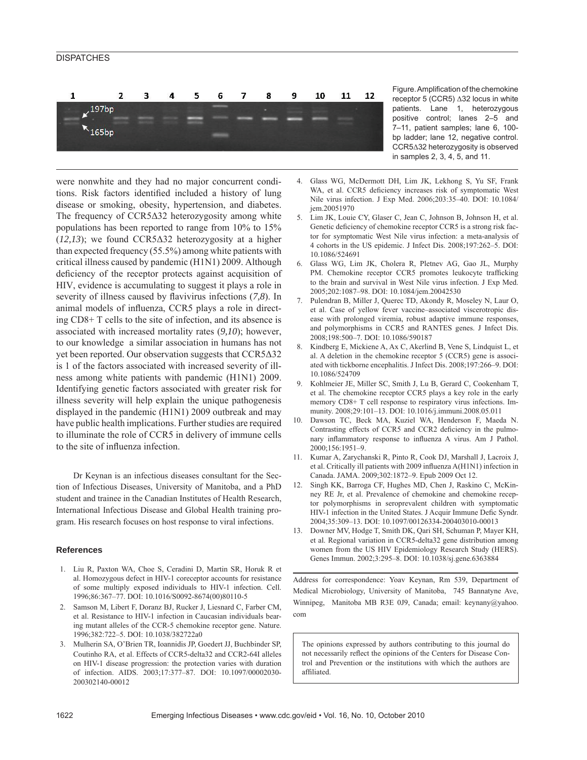1 2 3 4 5 6 7 8 9 10 11 12

197bp

165bp

Figure. Amplification of the chemokine receptor 5 (CCR5) Δ32 locus in white patients. Lane 1, heterozygous positive control; lanes 2–5 and 7–11, patient samples; lane 6, 100-bp ladder; lane 12, negative control. CCR5Δ32 heterozygosity is observed in samples 2, 3, 4, 5, and 11.

were nonwhite and they had no major concurrent conditions. Risk factors identified included a history of lung disease or smoking, obesity, hypertension, and diabetes. The frequency of CCR5Δ32 heterozygosity among white populations has been reported to range from 10% to 15% (*12,13*); we found CCR5Δ32 heterozygosity at a higher than expected frequency (55.5%) among white patients with critical illness caused by pandemic (H1N1) 2009. Although deficiency of the receptor protects against acquisition of HIV, evidence is accumulating to suggest it plays a role in severity of illness caused by flavivirus infections (*7,8*). In animal models of influenza, CCR5 plays a role in directing CD8+ T cells to the site of infection, and its absence is associated with increased mortality rates (*9,10*); however, to our knowledge a similar association in humans has not yet been reported. Our observation suggests that CCR5Δ32 is 1 of the factors associated with increased severity of illness among white patients with pandemic (H1N1) 2009. Identifying genetic factors associated with greater risk for illness severity will help explain the unique pathogenesis displayed in the pandemic (H1N1) 2009 outbreak and may have public health implications. Further studies are required to illuminate the role of CCR5 in delivery of immune cells to the site of influenza infection.

Dr Keynan is an infectious diseases consultant for the Section of Infectious Diseases, University of Manitoba, and a PhD student and trainee in the Canadian Institutes of Health Research, International Infectious Disease and Global Health training program. His research focuses on host response to viral infections.

## References

1. Liu R, Paxton WA, Choe S, Ceradini D, Martin SR, Horuk R et al. Homozygous defect in HIV-1 coreceptor accounts for resistance of some multiply exposed individuals to HIV-1 infection. Cell. 1996;86:367–77. DOI: 10.1016/S0092-8674(00)80110-5
2. Samson M, Libert F, Doranz BJ, Rucker J, Liesnard C, Farber CM, et al. Resistance to HIV-1 infection in Caucasian individuals bearing mutant alleles of the CCR-5 chemokine receptor gene. Nature. 1996;382:722–5. DOI: 10.1038/382722a0
3. Mulherin SA, O'Brien TR, Ioannidis JP, Goedert JJ, Buchbinder SP, Coutinho RA, et al. Effects of CCR5-delta32 and CCR2-64I alleles on HIV-1 disease progression: the protection varies with duration of infection. AIDS. 2003;17:377–87. DOI: 10.1097/00002030-200302140-00012
4. Glass WG, McDermott DH, Lim JK, Lekhong S, Yu SF, Frank WA, et al. CCR5 deficiency increases risk of symptomatic West Nile virus infection. J Exp Med. 2006;203:35–40. DOI: 10.1084/jem.20051970
5. Lim JK, Louie CY, Glaser C, Jean C, Johnson B, Johnson H, et al. Genetic deficiency of chemokine receptor CCR5 is a strong risk factor for symptomatic West Nile virus infection: a meta-analysis of 4 cohorts in the US epidemic. J Infect Dis. 2008;197:262–5. DOI: 10.1086/524691
6. Glass WG, Lim JK, Cholera R, Pletnev AG, Gao JL, Murphy PM. Chemokine receptor CCR5 promotes leukocyte trafficking to the brain and survival in West Nile virus infection. J Exp Med. 2005;202:1087–98. DOI: 10.1084/jem.20042530
7. Pulendran B, Miller J, Querec TD, Akondy R, Moseley N, Laur O, et al. Case of yellow fever vaccine–associated viscerotropic disease with prolonged viremia, robust adaptive immune responses, and polymorphisms in CCR5 and RANTES genes. J Infect Dis. 2008;198:500–7. DOI: 10.1086/590187
8. Kindberg E, Mickiene A, Ax C, Akerlind B, Vene S, Lindquist L, et al. A deletion in the chemokine receptor 5 (CCR5) gene is associated with tickborne encephalitis. J Infect Dis. 2008;197:266–9. DOI: 10.1086/524709
9. Kohlmeier JE, Miller SC, Smith J, Lu B, Gerard C, Cookenham T, et al. The chemokine receptor CCR5 plays a key role in the early memory CD8+ T cell response to respiratory virus infections. Immunity. 2008;29:101–13. DOI: 10.1016/j.immuni.2008.05.011
10. Dawson TC, Beck MA, Kuziel WA, Henderson F, Maeda N. Contrasting effects of CCR5 and CCR2 deficiency in the pulmonary inflammatory response to influenza A virus. Am J Pathol. 2000;156:1951–9.
11. Kumar A, Zarychanski R, Pinto R, Cook DJ, Marshall J, Lacroix J, et al. Critically ill patients with 2009 influenza A(H1N1) infection in Canada. JAMA. 2009;302:1872–9. Epub 2009 Oct 12.
12. Singh KK, Barroga CF, Hughes MD, Chen J, Raskino C, McKinney RE Jr, et al. Prevalence of chemokine and chemokine receptor polymorphisms in seroprevalent children with symptomatic HIV-1 infection in the United States. J Acquir Immune Defic Syndr. 2004;35:309–13. DOI: 10.1097/00126334-200403010-00013
13. Downer MV, Hodge T, Smith DK, Qari SH, Schuman P, Mayer KH, et al. Regional variation in CCR5-delta32 gene distribution among women from the US HIV Epidemiology Research Study (HERS). Genes Immun. 2002;3:295–8. DOI: 10.1038/sj.gene.6363884

Address for correspondence: Yoav Keynan, Rm 539, Department of Medical Microbiology, University of Manitoba, 745 Bannatyne Ave, Winnipeg, Manitoba MB R3E 0J9, Canada; email: keynany@yahoo.com

The opinions expressed by authors contributing to this journal do not necessarily reflect the opinions of the Centers for Disease Control and Prevention or the institutions with which the authors are affiliated.